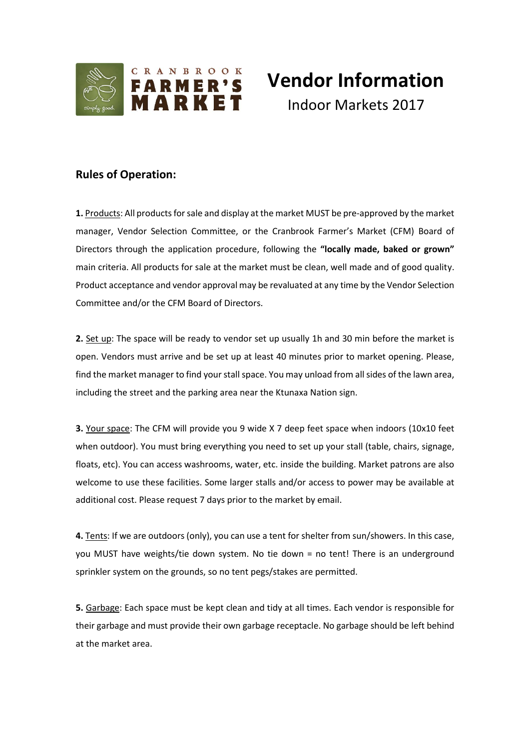# Vendor Information

Indoor Markets 2017

## Rules of Operation:

**1.** Products: All products for sale and display at the market MUST be pre-approved by the market manager, Vendor Selection Committee, or the Cranbrook Farmer's Market (CFM) Board of Directors through the application procedure, following the **"locally made, baked or grown"** main criteria. All products for sale at the market must be clean, well made and of good quality. Product acceptance and vendor approval may be revaluated at any time by the Vendor Selection Committee and/or the CFM Board of Directors.

**2.** Set up: The space will be ready to vendor set up usually 1h and 30 min before the market is open. Vendors must arrive and be set up at least 40 minutes prior to market opening. Please, find the market manager to find your stall space. You may unload from all sides of the lawn area, including the street and the parking area near the Ktunaxa Nation sign.

**3.** Your space: The CFM will provide you 9 wide X 7 deep feet space when indoors (10x10 feet when outdoor). You must bring everything you need to set up your stall (table, chairs, signage, floats, etc). You can access washrooms, water, etc. inside the building. Market patrons are also welcome to use these facilities. Some larger stalls and/or access to power may be available at additional cost. Please request 7 days prior to the market by email.

**4.** Tents: If we are outdoors (only), you can use a tent for shelter from sun/showers. In this case, you MUST have weights/tie down system. No tie down = no tent! There is an underground sprinkler system on the grounds, so no tent pegs/stakes are permitted.

**5.** Garbage: Each space must be kept clean and tidy at all times. Each vendor is responsible for their garbage and must provide their own garbage receptacle. No garbage should be left behind at the market area.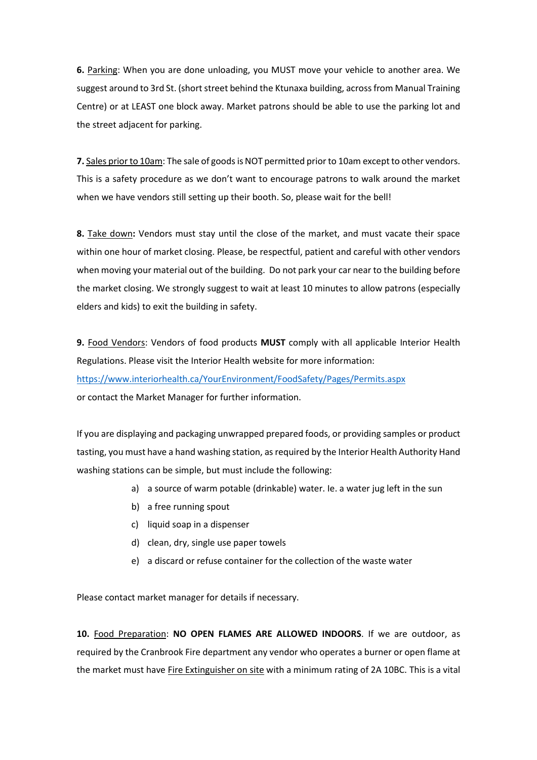**6.** <u>Parking</u>: When you are done unloading, you MUST move your vehicle to another area. We suggest around to 3rd St. (short street behind the Ktunaxa building, across from Manual Training Centre) or at LEAST one block away. Market patrons should be able to use the parking lot and the street adjacent for parking.

**7.** <u>Sales prior to 10am</u>: The sale of goods is NOT permitted prior to 10am except to other vendors. This is a safety procedure as we don't want to encourage patrons to walk around the market when we have vendors still setting up their booth. So, please wait for the bell!

**8.** <u>Take down</u>**:** Vendors must stay until the close of the market, and must vacate their space within one hour of market closing. Please, be respectful, patient and careful with other vendors when moving your material out of the building. Do not park your car near to the building before the market closing. We strongly suggest to wait at least 10 minutes to allow patrons (especially elders and kids) to exit the building in safety.

**9.** <u>Food Vendors</u>: Vendors of food products **MUST** comply with all applicable Interior Health Regulations. Please visit the Interior Health website for more information:
https://www.interiorhealth.ca/YourEnvironment/FoodSafety/Pages/Permits.aspx
or contact the Market Manager for further information.

If you are displaying and packaging unwrapped prepared foods, or providing samples or product tasting, you must have a hand washing station, as required by the Interior Health Authority Hand washing stations can be simple, but must include the following:

a) a source of warm potable (drinkable) water. Ie. a water jug left in the sun
b) a free running spout
c) liquid soap in a dispenser
d) clean, dry, single use paper towels
e) a discard or refuse container for the collection of the waste water

Please contact market manager for details if necessary.

**10.** <u>Food Preparation</u>: **NO OPEN FLAMES ARE ALLOWED INDOORS**. If we are outdoor, as required by the Cranbrook Fire department any vendor who operates a burner or open flame at the market must have <u>Fire Extinguisher on site</u> with a minimum rating of 2A 10BC. This is a vital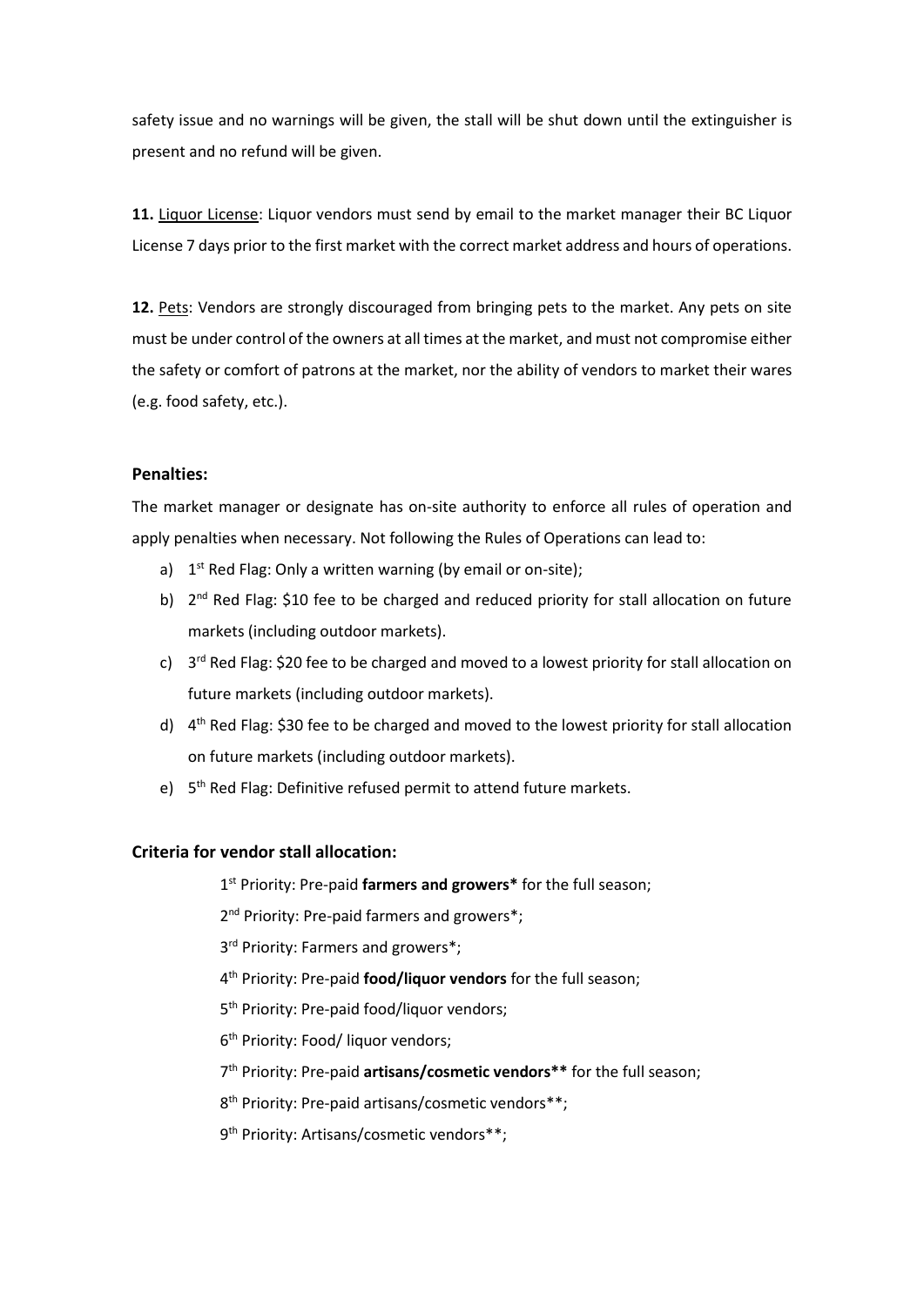safety issue and no warnings will be given, the stall will be shut down until the extinguisher is present and no refund will be given.

**11.** Liquor License: Liquor vendors must send by email to the market manager their BC Liquor License 7 days prior to the first market with the correct market address and hours of operations.

**12.** Pets: Vendors are strongly discouraged from bringing pets to the market. Any pets on site must be under control of the owners at all times at the market, and must not compromise either the safety or comfort of patrons at the market, nor the ability of vendors to market their wares (e.g. food safety, etc.).

### Penalties:

The market manager or designate has on-site authority to enforce all rules of operation and apply penalties when necessary. Not following the Rules of Operations can lead to:

a) 1st Red Flag: Only a written warning (by email or on-site);
b) 2nd Red Flag: $10 fee to be charged and reduced priority for stall allocation on future markets (including outdoor markets).
c) 3rd Red Flag: $20 fee to be charged and moved to a lowest priority for stall allocation on future markets (including outdoor markets).
d) 4th Red Flag: $30 fee to be charged and moved to the lowest priority for stall allocation on future markets (including outdoor markets).
e) 5th Red Flag: Definitive refused permit to attend future markets.

### Criteria for vendor stall allocation:

1st Priority: Pre-paid **farmers and growers*** for the full season;

2nd Priority: Pre-paid farmers and growers*;

3rd Priority: Farmers and growers*;

4th Priority: Pre-paid **food/liquor vendors** for the full season;

5th Priority: Pre-paid food/liquor vendors;

6th Priority: Food/ liquor vendors;

7th Priority: Pre-paid **artisans/cosmetic vendors**** for the full season;

8th Priority: Pre-paid artisans/cosmetic vendors**;

9th Priority: Artisans/cosmetic vendors**;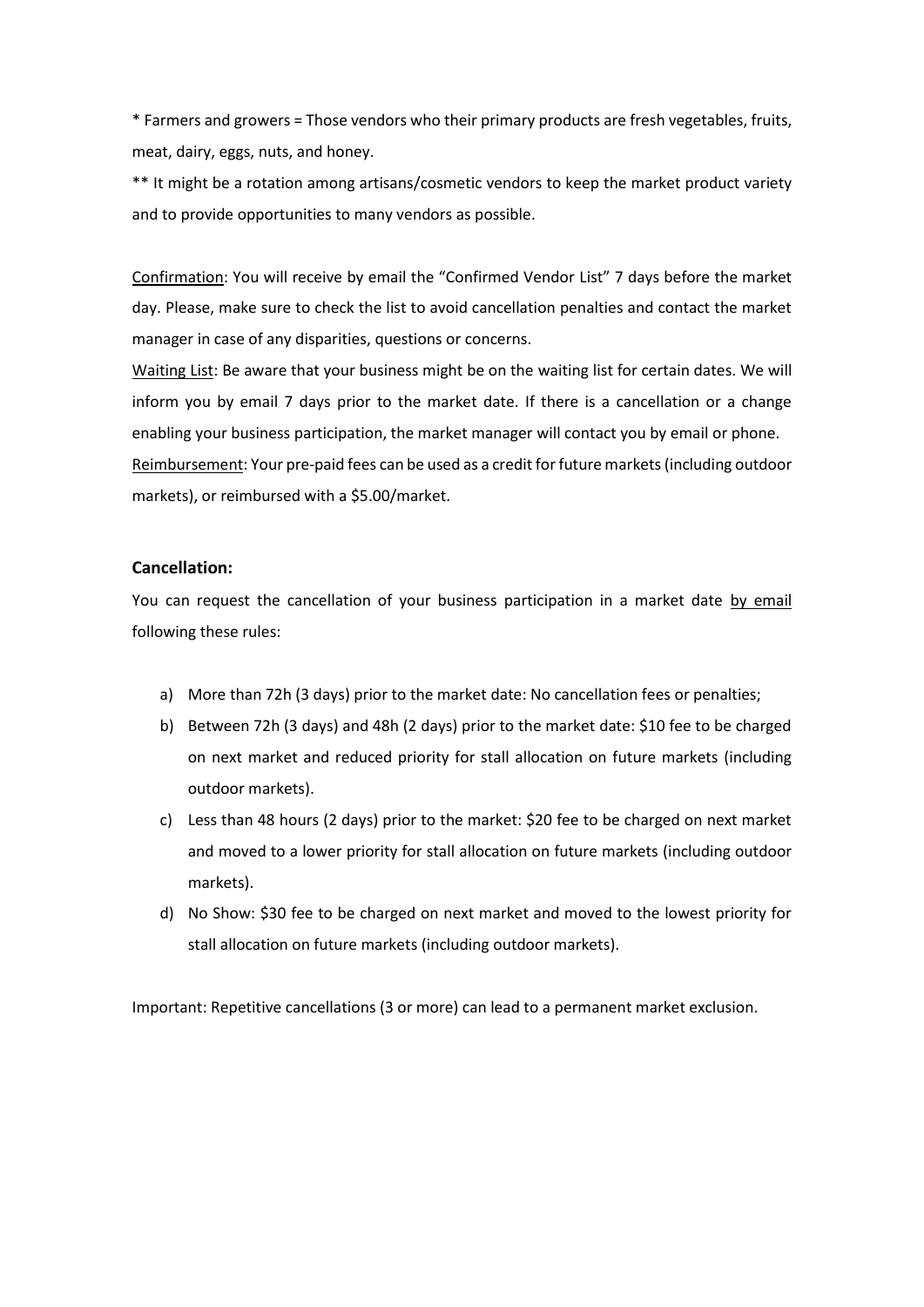* Farmers and growers = Those vendors who their primary products are fresh vegetables, fruits, meat, dairy, eggs, nuts, and honey.

** It might be a rotation among artisans/cosmetic vendors to keep the market product variety and to provide opportunities to many vendors as possible.

Confirmation: You will receive by email the "Confirmed Vendor List" 7 days before the market day. Please, make sure to check the list to avoid cancellation penalties and contact the market manager in case of any disparities, questions or concerns.

Waiting List: Be aware that your business might be on the waiting list for certain dates. We will inform you by email 7 days prior to the market date. If there is a cancellation or a change enabling your business participation, the market manager will contact you by email or phone.

Reimbursement: Your pre-paid fees can be used as a credit for future markets (including outdoor markets), or reimbursed with a $5.00/market.

### Cancellation:

You can request the cancellation of your business participation in a market date by email following these rules:

a) More than 72h (3 days) prior to the market date: No cancellation fees or penalties;

b) Between 72h (3 days) and 48h (2 days) prior to the market date: $10 fee to be charged on next market and reduced priority for stall allocation on future markets (including outdoor markets).

c) Less than 48 hours (2 days) prior to the market: $20 fee to be charged on next market and moved to a lower priority for stall allocation on future markets (including outdoor markets).

d) No Show: $30 fee to be charged on next market and moved to the lowest priority for stall allocation on future markets (including outdoor markets).

Important: Repetitive cancellations (3 or more) can lead to a permanent market exclusion.